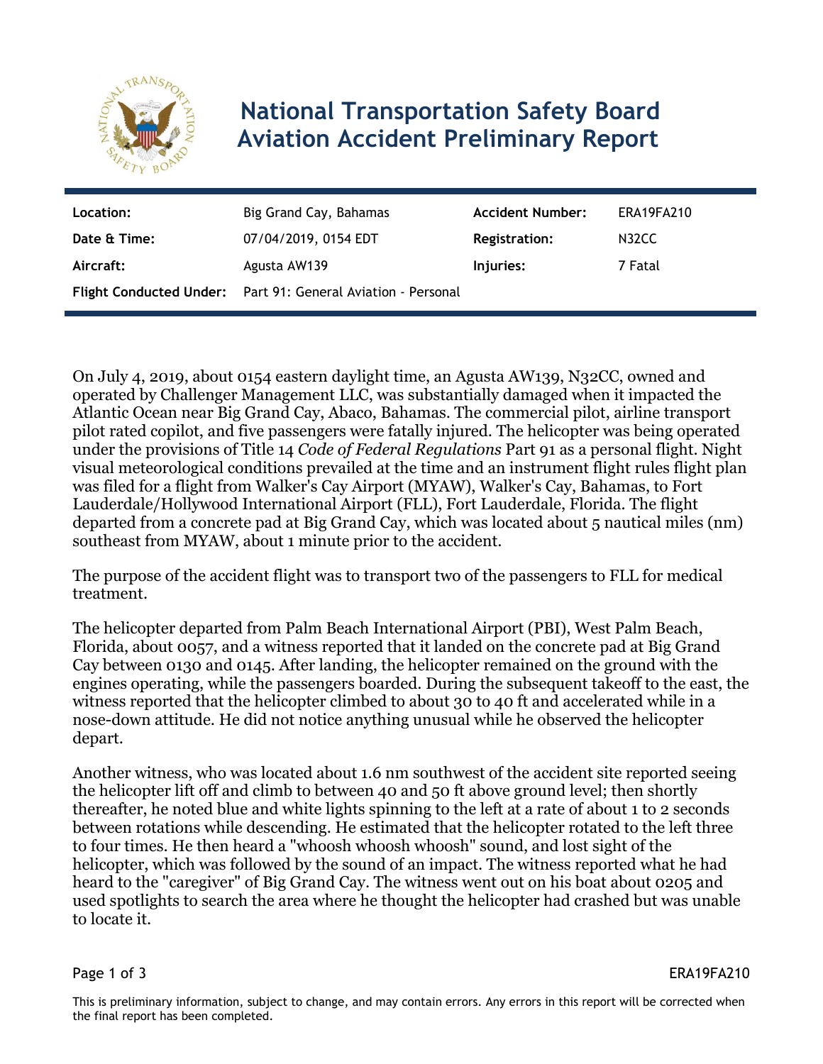# National Transportation Safety Board Aviation Accident Preliminary Report

| | | | |
|---|---|---|---|
| **Location:** | Big Grand Cay, Bahamas | **Accident Number:** | ERA19FA210 |
| **Date & Time:** | 07/04/2019, 0154 EDT | **Registration:** | N32CC |
| **Aircraft:** | Agusta AW139 | **Injuries:** | 7 Fatal |
| **Flight Conducted Under:** | Part 91: General Aviation - Personal | | |

On July 4, 2019, about 0154 eastern daylight time, an Agusta AW139, N32CC, owned and operated by Challenger Management LLC, was substantially damaged when it impacted the Atlantic Ocean near Big Grand Cay, Abaco, Bahamas. The commercial pilot, airline transport pilot rated copilot, and five passengers were fatally injured. The helicopter was being operated under the provisions of Title 14 *Code of Federal Regulations* Part 91 as a personal flight. Night visual meteorological conditions prevailed at the time and an instrument flight rules flight plan was filed for a flight from Walker's Cay Airport (MYAW), Walker's Cay, Bahamas, to Fort Lauderdale/Hollywood International Airport (FLL), Fort Lauderdale, Florida. The flight departed from a concrete pad at Big Grand Cay, which was located about 5 nautical miles (nm) southeast from MYAW, about 1 minute prior to the accident.

The purpose of the accident flight was to transport two of the passengers to FLL for medical treatment.

The helicopter departed from Palm Beach International Airport (PBI), West Palm Beach, Florida, about 0057, and a witness reported that it landed on the concrete pad at Big Grand Cay between 0130 and 0145. After landing, the helicopter remained on the ground with the engines operating, while the passengers boarded. During the subsequent takeoff to the east, the witness reported that the helicopter climbed to about 30 to 40 ft and accelerated while in a nose-down attitude. He did not notice anything unusual while he observed the helicopter depart.

Another witness, who was located about 1.6 nm southwest of the accident site reported seeing the helicopter lift off and climb to between 40 and 50 ft above ground level; then shortly thereafter, he noted blue and white lights spinning to the left at a rate of about 1 to 2 seconds between rotations while descending. He estimated that the helicopter rotated to the left three to four times. He then heard a "whoosh whoosh whoosh" sound, and lost sight of the helicopter, which was followed by the sound of an impact. The witness reported what he had heard to the "caregiver" of Big Grand Cay. The witness went out on his boat about 0205 and used spotlights to search the area where he thought the helicopter had crashed but was unable to locate it.

This is preliminary information, subject to change, and may contain errors. Any errors in this report will be corrected when the final report has been completed.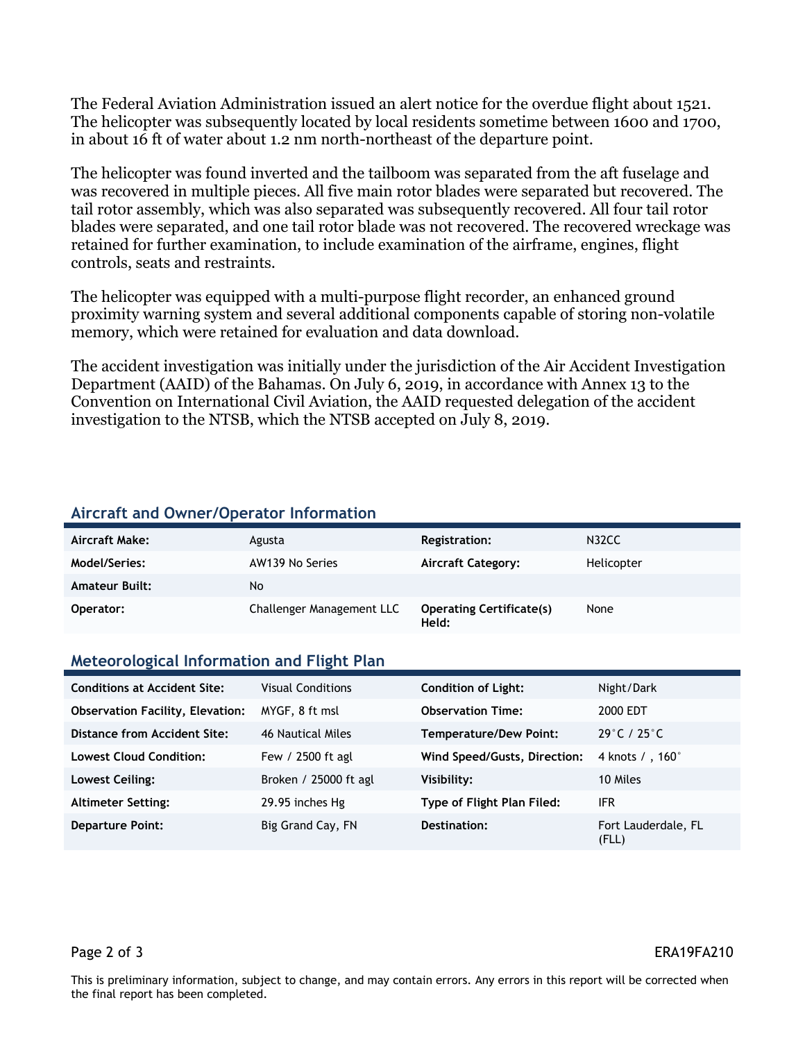The Federal Aviation Administration issued an alert notice for the overdue flight about 1521. The helicopter was subsequently located by local residents sometime between 1600 and 1700, in about 16 ft of water about 1.2 nm north-northeast of the departure point.

The helicopter was found inverted and the tailboom was separated from the aft fuselage and was recovered in multiple pieces. All five main rotor blades were separated but recovered. The tail rotor assembly, which was also separated was subsequently recovered. All four tail rotor blades were separated, and one tail rotor blade was not recovered. The recovered wreckage was retained for further examination, to include examination of the airframe, engines, flight controls, seats and restraints.

The helicopter was equipped with a multi-purpose flight recorder, an enhanced ground proximity warning system and several additional components capable of storing non-volatile memory, which were retained for evaluation and data download.

The accident investigation was initially under the jurisdiction of the Air Accident Investigation Department (AAID) of the Bahamas. On July 6, 2019, in accordance with Annex 13 to the Convention on International Civil Aviation, the AAID requested delegation of the accident investigation to the NTSB, which the NTSB accepted on July 8, 2019.

## Aircraft and Owner/Operator Information

| | | | |
|---|---|---|---|
| **Aircraft Make:** | Agusta | **Registration:** | N32CC |
| **Model/Series:** | AW139 No Series | **Aircraft Category:** | Helicopter |
| **Amateur Built:** | No | | |
| **Operator:** | Challenger Management LLC | **Operating Certificate(s) Held:** | None |

## Meteorological Information and Flight Plan

| | | | |
|---|---|---|---|
| **Conditions at Accident Site:** | Visual Conditions | **Condition of Light:** | Night/Dark |
| **Observation Facility, Elevation:** | MYGF, 8 ft msl | **Observation Time:** | 2000 EDT |
| **Distance from Accident Site:** | 46 Nautical Miles | **Temperature/Dew Point:** | 29°C / 25°C |
| **Lowest Cloud Condition:** | Few / 2500 ft agl | **Wind Speed/Gusts, Direction:** | 4 knots / , 160° |
| **Lowest Ceiling:** | Broken / 25000 ft agl | **Visibility:** | 10 Miles |
| **Altimeter Setting:** | 29.95 inches Hg | **Type of Flight Plan Filed:** | IFR |
| **Departure Point:** | Big Grand Cay, FN | **Destination:** | Fort Lauderdale, FL (FLL) |

This is preliminary information, subject to change, and may contain errors. Any errors in this report will be corrected when the final report has been completed.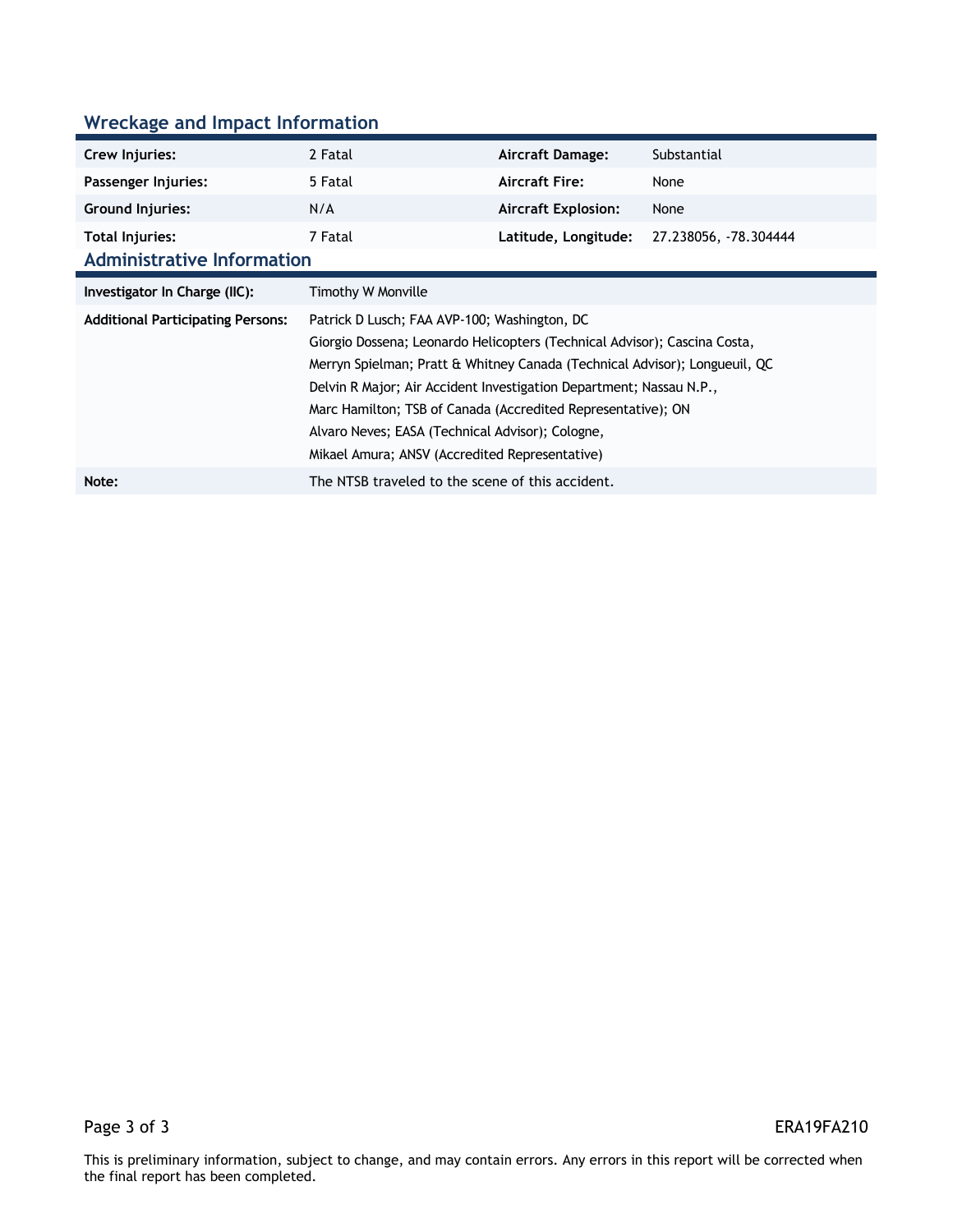## Wreckage and Impact Information

| | | | |
|---|---|---|---|
| **Crew Injuries:** | 2 Fatal | **Aircraft Damage:** | Substantial |
| **Passenger Injuries:** | 5 Fatal | **Aircraft Fire:** | None |
| **Ground Injuries:** | N/A | **Aircraft Explosion:** | None |
| **Total Injuries:** | 7 Fatal | **Latitude, Longitude:** | 27.238056, -78.304444 |

## Administrative Information

| | |
|---|---|
| **Investigator In Charge (IIC):** | Timothy W Monville |
| **Additional Participating Persons:** | Patrick D Lusch; FAA AVP-100; Washington, DC<br>Giorgio Dossena; Leonardo Helicopters (Technical Advisor); Cascina Costa,<br>Merryn Spielman; Pratt & Whitney Canada (Technical Advisor); Longueuil, QC<br>Delvin R Major; Air Accident Investigation Department; Nassau N.P.,<br>Marc Hamilton; TSB of Canada (Accredited Representative); ON<br>Alvaro Neves; EASA (Technical Advisor); Cologne,<br>Mikael Amura; ANSV (Accredited Representative) |
| **Note:** | The NTSB traveled to the scene of this accident. |

This is preliminary information, subject to change, and may contain errors. Any errors in this report will be corrected when the final report has been completed.